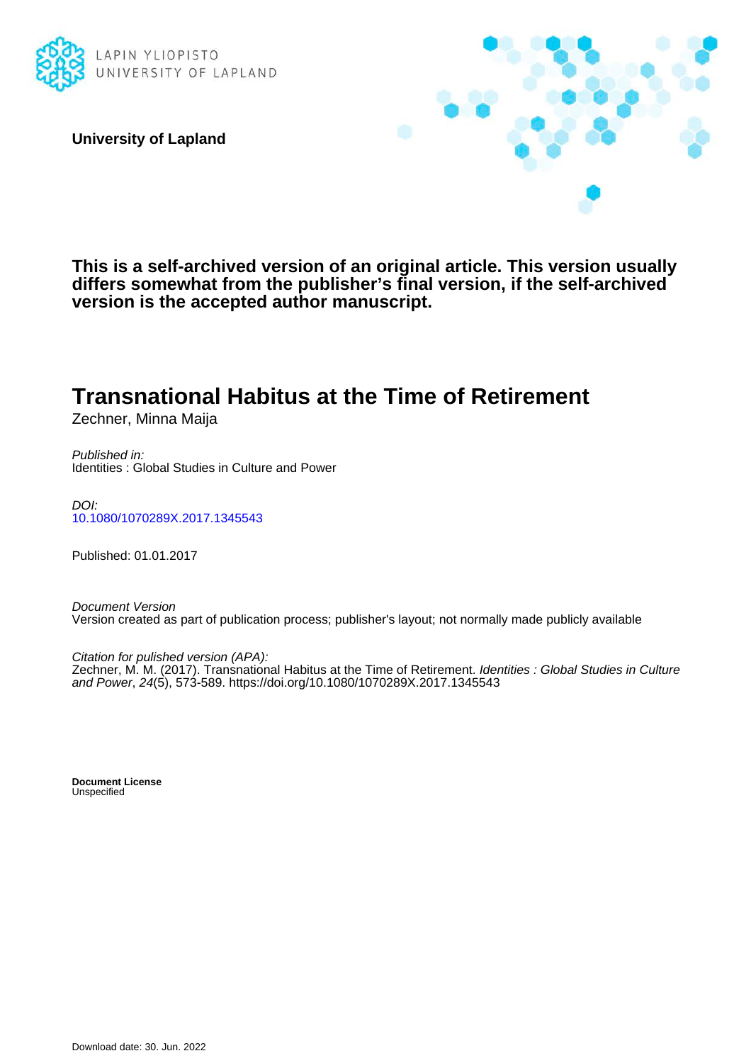LAPIN YLIOPISTO
UNIVERSITY OF LAPLAND

**University of Lapland**

**This is a self-archived version of an original article. This version usually differs somewhat from the publisher's final version, if the self-archived version is the accepted author manuscript.**

# Transnational Habitus at the Time of Retirement

Zechner, Minna Maija

*Published in:*
Identities : Global Studies in Culture and Power

*DOI:*
10.1080/1070289X.2017.1345543

Published: 01.01.2017

*Document Version*
Version created as part of publication process; publisher's layout; not normally made publicly available

*Citation for pulished version (APA):*
Zechner, M. M. (2017). Transnational Habitus at the Time of Retirement. *Identities : Global Studies in Culture and Power*, *24*(5), 573-589. https://doi.org/10.1080/1070289X.2017.1345543

**Document License**
Unspecified

Download date: 30. Jun. 2022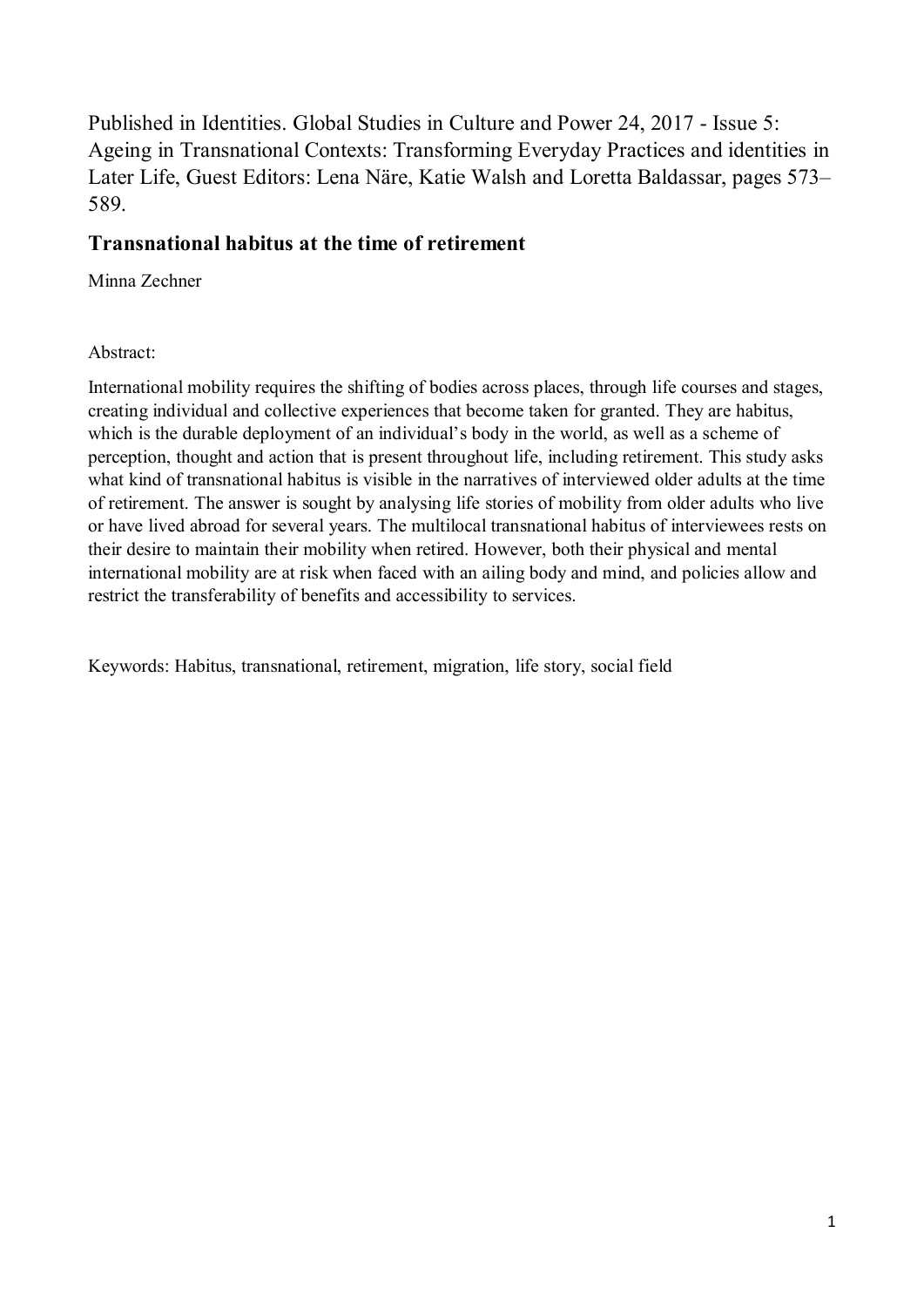Published in Identities. Global Studies in Culture and Power 24, 2017 - Issue 5: Ageing in Transnational Contexts: Transforming Everyday Practices and identities in Later Life, Guest Editors: Lena Näre, Katie Walsh and Loretta Baldassar, pages 573–589.

## Transnational habitus at the time of retirement

Minna Zechner

Abstract:

International mobility requires the shifting of bodies across places, through life courses and stages, creating individual and collective experiences that become taken for granted. They are habitus, which is the durable deployment of an individual's body in the world, as well as a scheme of perception, thought and action that is present throughout life, including retirement. This study asks what kind of transnational habitus is visible in the narratives of interviewed older adults at the time of retirement. The answer is sought by analysing life stories of mobility from older adults who live or have lived abroad for several years. The multilocal transnational habitus of interviewees rests on their desire to maintain their mobility when retired. However, both their physical and mental international mobility are at risk when faced with an ailing body and mind, and policies allow and restrict the transferability of benefits and accessibility to services.

Keywords: Habitus, transnational, retirement, migration, life story, social field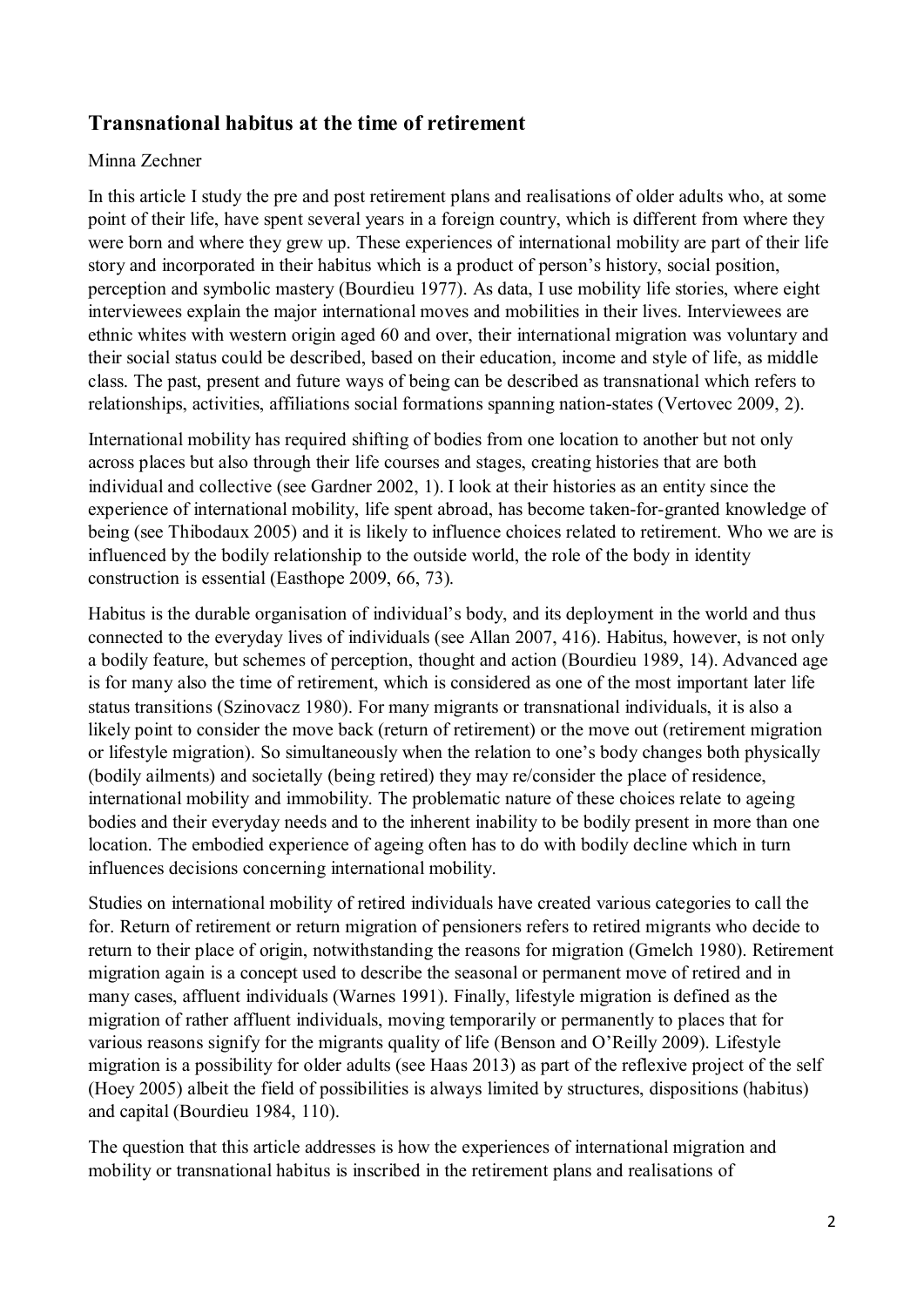## Transnational habitus at the time of retirement

Minna Zechner

In this article I study the pre and post retirement plans and realisations of older adults who, at some point of their life, have spent several years in a foreign country, which is different from where they were born and where they grew up. These experiences of international mobility are part of their life story and incorporated in their habitus which is a product of person's history, social position, perception and symbolic mastery (Bourdieu 1977). As data, I use mobility life stories, where eight interviewees explain the major international moves and mobilities in their lives. Interviewees are ethnic whites with western origin aged 60 and over, their international migration was voluntary and their social status could be described, based on their education, income and style of life, as middle class. The past, present and future ways of being can be described as transnational which refers to relationships, activities, affiliations social formations spanning nation-states (Vertovec 2009, 2).

International mobility has required shifting of bodies from one location to another but not only across places but also through their life courses and stages, creating histories that are both individual and collective (see Gardner 2002, 1). I look at their histories as an entity since the experience of international mobility, life spent abroad, has become taken-for-granted knowledge of being (see Thibodaux 2005) and it is likely to influence choices related to retirement. Who we are is influenced by the bodily relationship to the outside world, the role of the body in identity construction is essential (Easthope 2009, 66, 73).

Habitus is the durable organisation of individual's body, and its deployment in the world and thus connected to the everyday lives of individuals (see Allan 2007, 416). Habitus, however, is not only a bodily feature, but schemes of perception, thought and action (Bourdieu 1989, 14). Advanced age is for many also the time of retirement, which is considered as one of the most important later life status transitions (Szinovacz 1980). For many migrants or transnational individuals, it is also a likely point to consider the move back (return of retirement) or the move out (retirement migration or lifestyle migration). So simultaneously when the relation to one's body changes both physically (bodily ailments) and societally (being retired) they may re/consider the place of residence, international mobility and immobility. The problematic nature of these choices relate to ageing bodies and their everyday needs and to the inherent inability to be bodily present in more than one location. The embodied experience of ageing often has to do with bodily decline which in turn influences decisions concerning international mobility.

Studies on international mobility of retired individuals have created various categories to call the for. Return of retirement or return migration of pensioners refers to retired migrants who decide to return to their place of origin, notwithstanding the reasons for migration (Gmelch 1980). Retirement migration again is a concept used to describe the seasonal or permanent move of retired and in many cases, affluent individuals (Warnes 1991). Finally, lifestyle migration is defined as the migration of rather affluent individuals, moving temporarily or permanently to places that for various reasons signify for the migrants quality of life (Benson and O'Reilly 2009). Lifestyle migration is a possibility for older adults (see Haas 2013) as part of the reflexive project of the self (Hoey 2005) albeit the field of possibilities is always limited by structures, dispositions (habitus) and capital (Bourdieu 1984, 110).

The question that this article addresses is how the experiences of international migration and mobility or transnational habitus is inscribed in the retirement plans and realisations of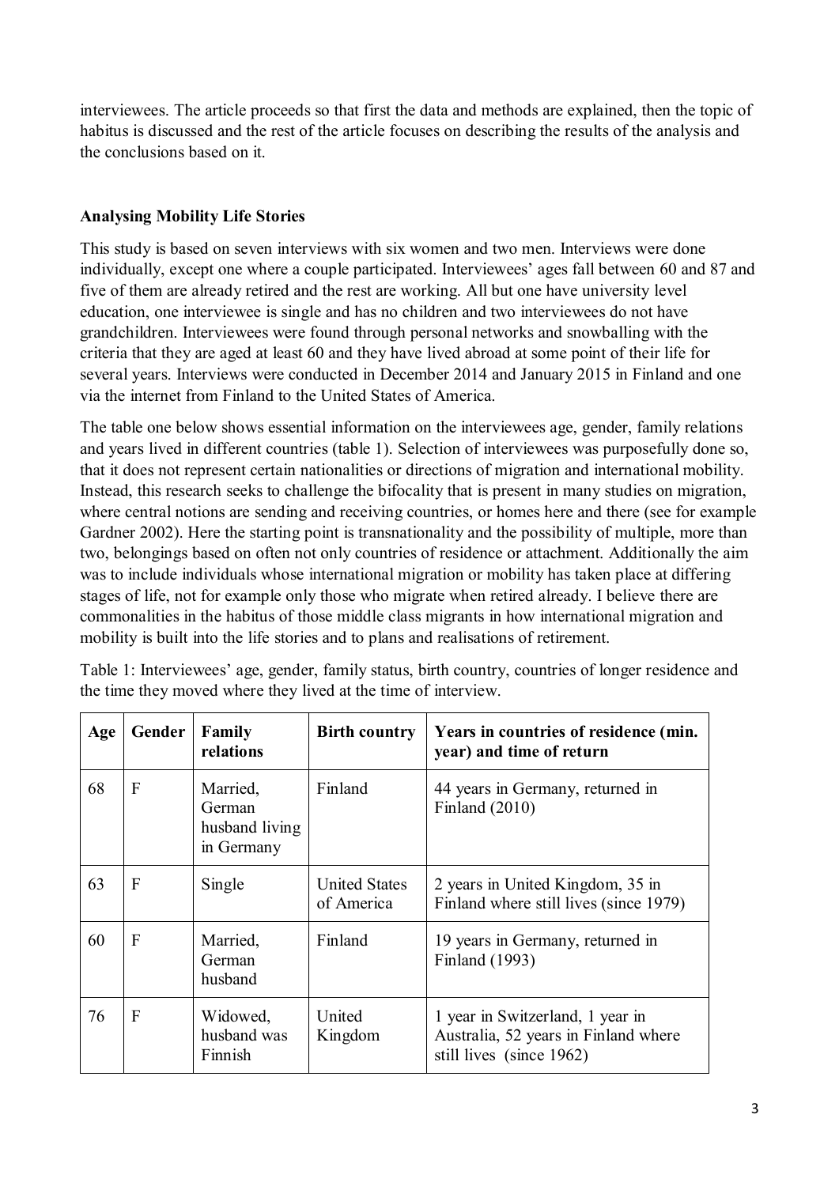interviewees. The article proceeds so that first the data and methods are explained, then the topic of habitus is discussed and the rest of the article focuses on describing the results of the analysis and the conclusions based on it.

## Analysing Mobility Life Stories

This study is based on seven interviews with six women and two men. Interviews were done individually, except one where a couple participated. Interviewees' ages fall between 60 and 87 and five of them are already retired and the rest are working. All but one have university level education, one interviewee is single and has no children and two interviewees do not have grandchildren. Interviewees were found through personal networks and snowballing with the criteria that they are aged at least 60 and they have lived abroad at some point of their life for several years. Interviews were conducted in December 2014 and January 2015 in Finland and one via the internet from Finland to the United States of America.

The table one below shows essential information on the interviewees age, gender, family relations and years lived in different countries (table 1). Selection of interviewees was purposefully done so, that it does not represent certain nationalities or directions of migration and international mobility. Instead, this research seeks to challenge the bifocality that is present in many studies on migration, where central notions are sending and receiving countries, or homes here and there (see for example Gardner 2002). Here the starting point is transnationality and the possibility of multiple, more than two, belongings based on often not only countries of residence or attachment. Additionally the aim was to include individuals whose international migration or mobility has taken place at differing stages of life, not for example only those who migrate when retired already. I believe there are commonalities in the habitus of those middle class migrants in how international migration and mobility is built into the life stories and to plans and realisations of retirement.

Table 1: Interviewees' age, gender, family status, birth country, countries of longer residence and the time they moved where they lived at the time of interview.

| Age | Gender | Family relations | Birth country | Years in countries of residence (min. year) and time of return |
|---|---|---|---|---|
| 68 | F | Married, German husband living in Germany | Finland | 44 years in Germany, returned in Finland (2010) |
| 63 | F | Single | United States of America | 2 years in United Kingdom, 35 in Finland where still lives (since 1979) |
| 60 | F | Married, German husband | Finland | 19 years in Germany, returned in Finland (1993) |
| 76 | F | Widowed, husband was Finnish | United Kingdom | 1 year in Switzerland, 1 year in Australia, 52 years in Finland where still lives (since 1962) |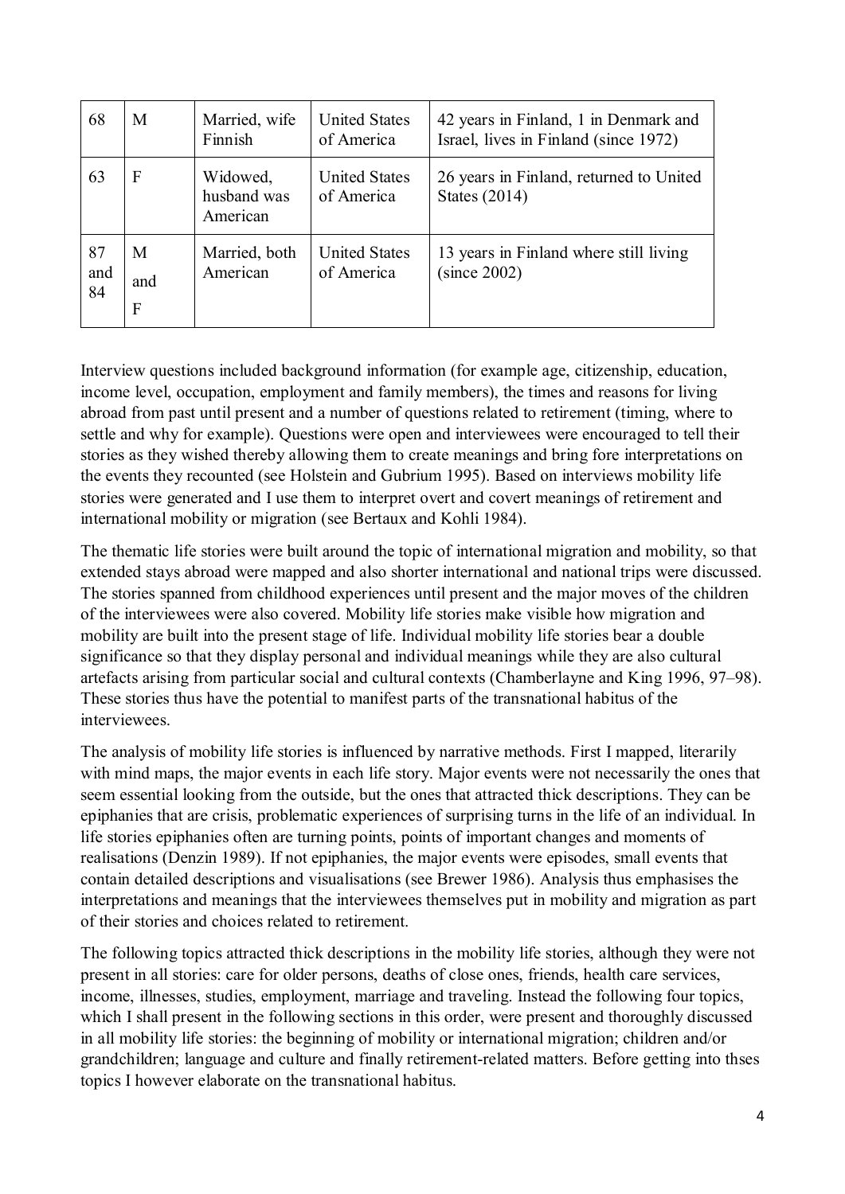| 68 | M | Married, wife Finnish | United States of America | 42 years in Finland, 1 in Denmark and Israel, lives in Finland (since 1972) |
|---|---|---|---|---|
| 63 | F | Widowed, husband was American | United States of America | 26 years in Finland, returned to United States (2014) |
| 87 and 84 | M and F | Married, both American | United States of America | 13 years in Finland where still living (since 2002) |

Interview questions included background information (for example age, citizenship, education, income level, occupation, employment and family members), the times and reasons for living abroad from past until present and a number of questions related to retirement (timing, where to settle and why for example). Questions were open and interviewees were encouraged to tell their stories as they wished thereby allowing them to create meanings and bring fore interpretations on the events they recounted (see Holstein and Gubrium 1995). Based on interviews mobility life stories were generated and I use them to interpret overt and covert meanings of retirement and international mobility or migration (see Bertaux and Kohli 1984).

The thematic life stories were built around the topic of international migration and mobility, so that extended stays abroad were mapped and also shorter international and national trips were discussed. The stories spanned from childhood experiences until present and the major moves of the children of the interviewees were also covered. Mobility life stories make visible how migration and mobility are built into the present stage of life. Individual mobility life stories bear a double significance so that they display personal and individual meanings while they are also cultural artefacts arising from particular social and cultural contexts (Chamberlayne and King 1996, 97–98). These stories thus have the potential to manifest parts of the transnational habitus of the interviewees.

The analysis of mobility life stories is influenced by narrative methods. First I mapped, literarily with mind maps, the major events in each life story. Major events were not necessarily the ones that seem essential looking from the outside, but the ones that attracted thick descriptions. They can be epiphanies that are crisis, problematic experiences of surprising turns in the life of an individual. In life stories epiphanies often are turning points, points of important changes and moments of realisations (Denzin 1989). If not epiphanies, the major events were episodes, small events that contain detailed descriptions and visualisations (see Brewer 1986). Analysis thus emphasises the interpretations and meanings that the interviewees themselves put in mobility and migration as part of their stories and choices related to retirement.

The following topics attracted thick descriptions in the mobility life stories, although they were not present in all stories: care for older persons, deaths of close ones, friends, health care services, income, illnesses, studies, employment, marriage and traveling. Instead the following four topics, which I shall present in the following sections in this order, were present and thoroughly discussed in all mobility life stories: the beginning of mobility or international migration; children and/or grandchildren; language and culture and finally retirement-related matters. Before getting into thses topics I however elaborate on the transnational habitus.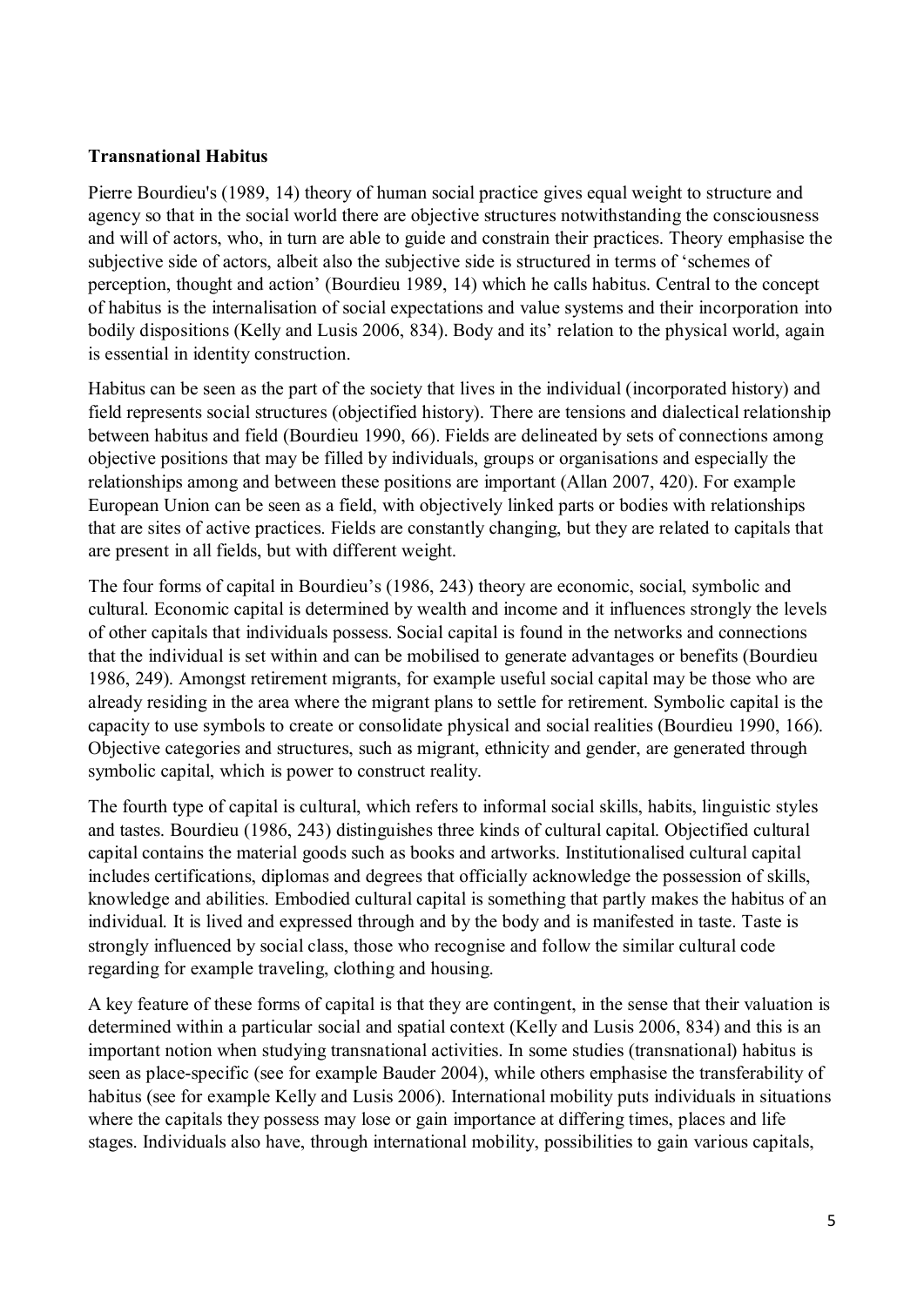**Transnational Habitus**

Pierre Bourdieu's (1989, 14) theory of human social practice gives equal weight to structure and agency so that in the social world there are objective structures notwithstanding the consciousness and will of actors, who, in turn are able to guide and constrain their practices. Theory emphasise the subjective side of actors, albeit also the subjective side is structured in terms of 'schemes of perception, thought and action' (Bourdieu 1989, 14) which he calls habitus. Central to the concept of habitus is the internalisation of social expectations and value systems and their incorporation into bodily dispositions (Kelly and Lusis 2006, 834). Body and its' relation to the physical world, again is essential in identity construction.

Habitus can be seen as the part of the society that lives in the individual (incorporated history) and field represents social structures (objectified history). There are tensions and dialectical relationship between habitus and field (Bourdieu 1990, 66). Fields are delineated by sets of connections among objective positions that may be filled by individuals, groups or organisations and especially the relationships among and between these positions are important (Allan 2007, 420). For example European Union can be seen as a field, with objectively linked parts or bodies with relationships that are sites of active practices. Fields are constantly changing, but they are related to capitals that are present in all fields, but with different weight.

The four forms of capital in Bourdieu's (1986, 243) theory are economic, social, symbolic and cultural. Economic capital is determined by wealth and income and it influences strongly the levels of other capitals that individuals possess. Social capital is found in the networks and connections that the individual is set within and can be mobilised to generate advantages or benefits (Bourdieu 1986, 249). Amongst retirement migrants, for example useful social capital may be those who are already residing in the area where the migrant plans to settle for retirement. Symbolic capital is the capacity to use symbols to create or consolidate physical and social realities (Bourdieu 1990, 166). Objective categories and structures, such as migrant, ethnicity and gender, are generated through symbolic capital, which is power to construct reality.

The fourth type of capital is cultural, which refers to informal social skills, habits, linguistic styles and tastes. Bourdieu (1986, 243) distinguishes three kinds of cultural capital. Objectified cultural capital contains the material goods such as books and artworks. Institutionalised cultural capital includes certifications, diplomas and degrees that officially acknowledge the possession of skills, knowledge and abilities. Embodied cultural capital is something that partly makes the habitus of an individual. It is lived and expressed through and by the body and is manifested in taste. Taste is strongly influenced by social class, those who recognise and follow the similar cultural code regarding for example traveling, clothing and housing.

A key feature of these forms of capital is that they are contingent, in the sense that their valuation is determined within a particular social and spatial context (Kelly and Lusis 2006, 834) and this is an important notion when studying transnational activities. In some studies (transnational) habitus is seen as place-specific (see for example Bauder 2004), while others emphasise the transferability of habitus (see for example Kelly and Lusis 2006). International mobility puts individuals in situations where the capitals they possess may lose or gain importance at differing times, places and life stages. Individuals also have, through international mobility, possibilities to gain various capitals,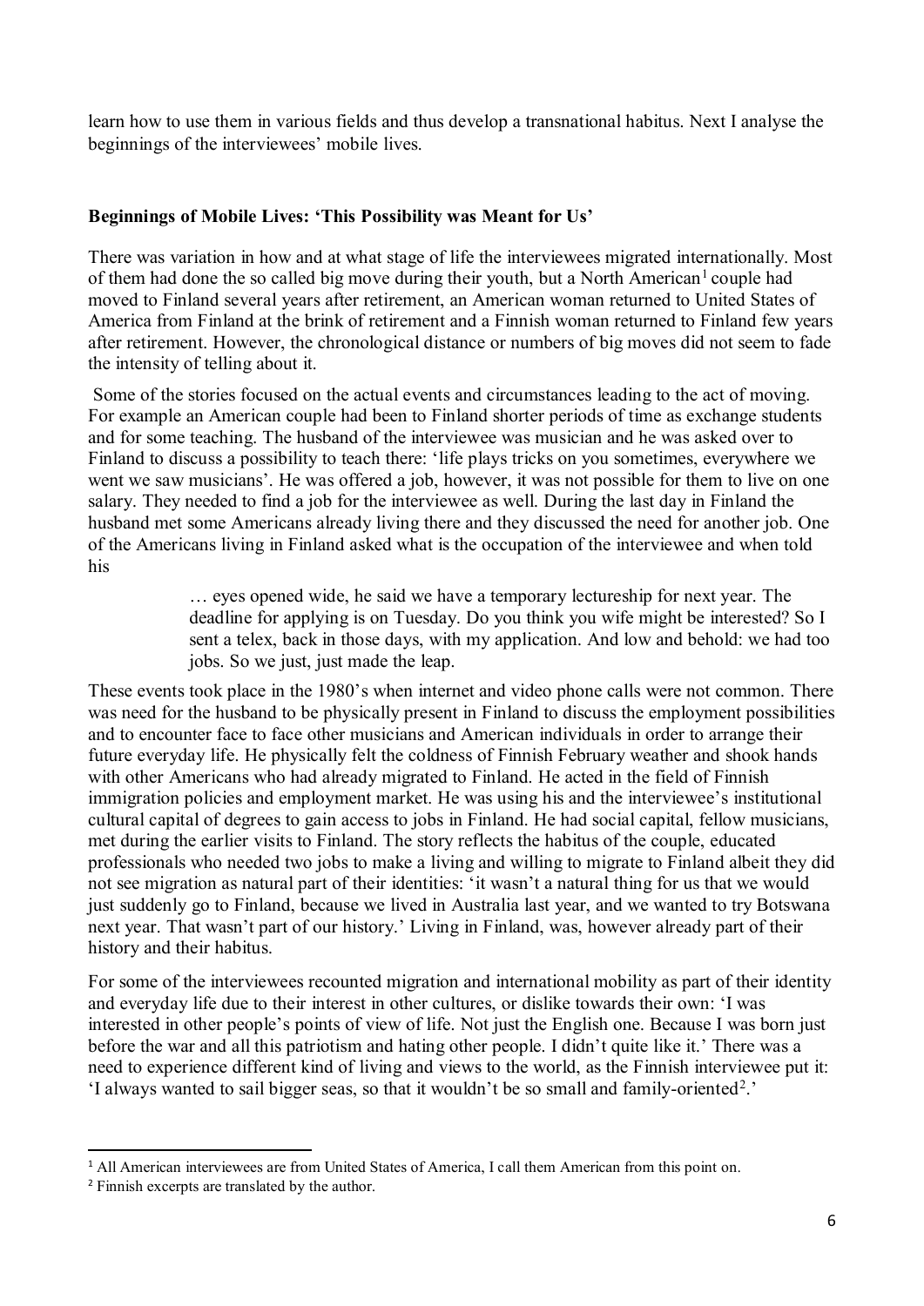learn how to use them in various fields and thus develop a transnational habitus. Next I analyse the beginnings of the interviewees' mobile lives.

**Beginnings of Mobile Lives: 'This Possibility was Meant for Us'**

There was variation in how and at what stage of life the interviewees migrated internationally. Most of them had done the so called big move during their youth, but a North American[1] couple had moved to Finland several years after retirement, an American woman returned to United States of America from Finland at the brink of retirement and a Finnish woman returned to Finland few years after retirement. However, the chronological distance or numbers of big moves did not seem to fade the intensity of telling about it.

Some of the stories focused on the actual events and circumstances leading to the act of moving. For example an American couple had been to Finland shorter periods of time as exchange students and for some teaching. The husband of the interviewee was musician and he was asked over to Finland to discuss a possibility to teach there: 'life plays tricks on you sometimes, everywhere we went we saw musicians'. He was offered a job, however, it was not possible for them to live on one salary. They needed to find a job for the interviewee as well. During the last day in Finland the husband met some Americans already living there and they discussed the need for another job. One of the Americans living in Finland asked what is the occupation of the interviewee and when told his

> … eyes opened wide, he said we have a temporary lectureship for next year. The deadline for applying is on Tuesday. Do you think you wife might be interested? So I sent a telex, back in those days, with my application. And low and behold: we had too jobs. So we just, just made the leap.

These events took place in the 1980's when internet and video phone calls were not common. There was need for the husband to be physically present in Finland to discuss the employment possibilities and to encounter face to face other musicians and American individuals in order to arrange their future everyday life. He physically felt the coldness of Finnish February weather and shook hands with other Americans who had already migrated to Finland. He acted in the field of Finnish immigration policies and employment market. He was using his and the interviewee's institutional cultural capital of degrees to gain access to jobs in Finland. He had social capital, fellow musicians, met during the earlier visits to Finland. The story reflects the habitus of the couple, educated professionals who needed two jobs to make a living and willing to migrate to Finland albeit they did not see migration as natural part of their identities: 'it wasn't a natural thing for us that we would just suddenly go to Finland, because we lived in Australia last year, and we wanted to try Botswana next year. That wasn't part of our history.' Living in Finland, was, however already part of their history and their habitus.

For some of the interviewees recounted migration and international mobility as part of their identity and everyday life due to their interest in other cultures, or dislike towards their own: 'I was interested in other people's points of view of life. Not just the English one. Because I was born just before the war and all this patriotism and hating other people. I didn't quite like it.' There was a need to experience different kind of living and views to the world, as the Finnish interviewee put it: 'I always wanted to sail bigger seas, so that it wouldn't be so small and family-oriented[2].'

---

[1] All American interviewees are from United States of America, I call them American from this point on.

[2] Finnish excerpts are translated by the author.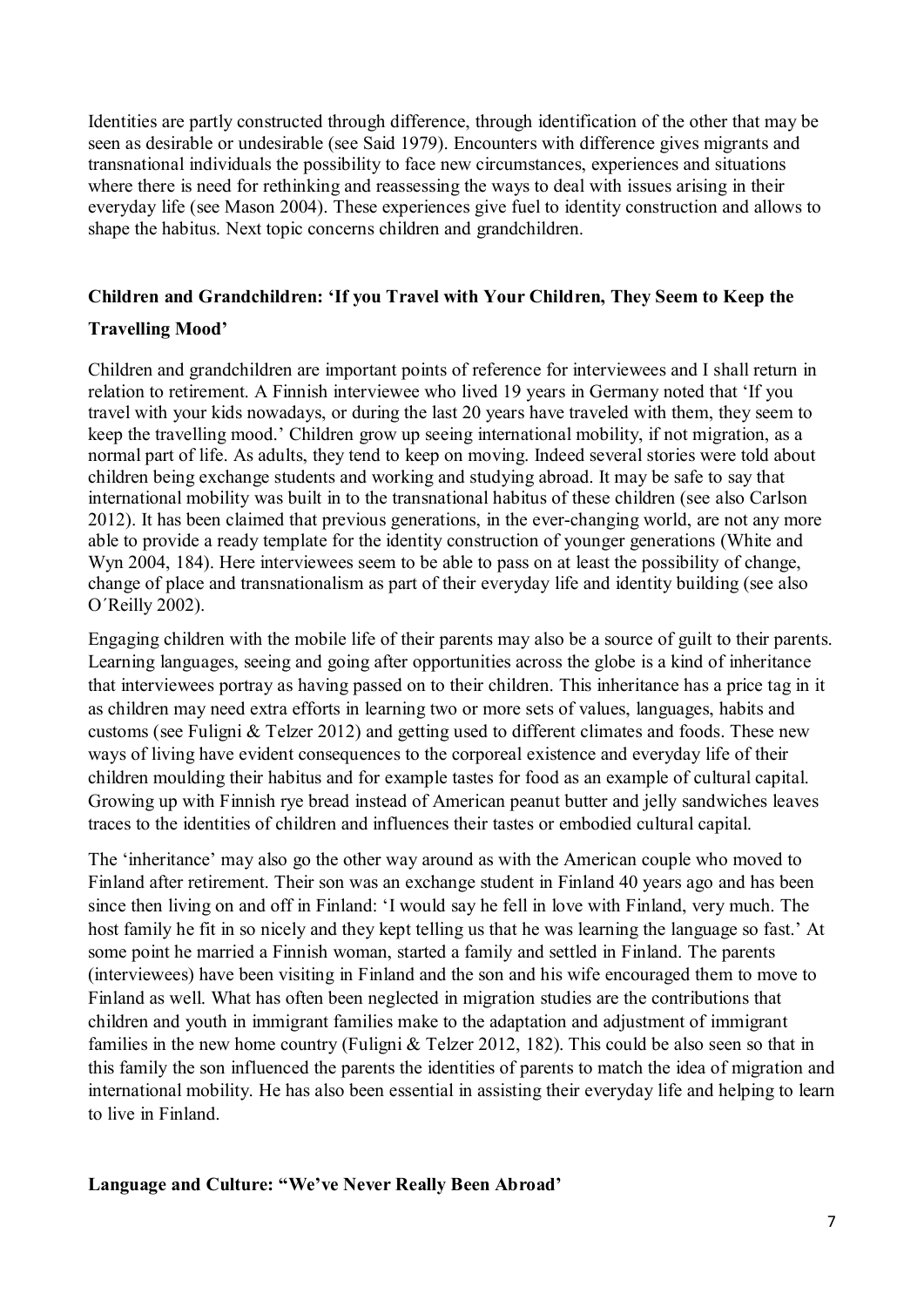Identities are partly constructed through difference, through identification of the other that may be seen as desirable or undesirable (see Said 1979). Encounters with difference gives migrants and transnational individuals the possibility to face new circumstances, experiences and situations where there is need for rethinking and reassessing the ways to deal with issues arising in their everyday life (see Mason 2004). These experiences give fuel to identity construction and allows to shape the habitus. Next topic concerns children and grandchildren.

## Children and Grandchildren: 'If you Travel with Your Children, They Seem to Keep the Travelling Mood'

Children and grandchildren are important points of reference for interviewees and I shall return in relation to retirement. A Finnish interviewee who lived 19 years in Germany noted that 'If you travel with your kids nowadays, or during the last 20 years have traveled with them, they seem to keep the travelling mood.' Children grow up seeing international mobility, if not migration, as a normal part of life. As adults, they tend to keep on moving. Indeed several stories were told about children being exchange students and working and studying abroad. It may be safe to say that international mobility was built in to the transnational habitus of these children (see also Carlson 2012). It has been claimed that previous generations, in the ever-changing world, are not any more able to provide a ready template for the identity construction of younger generations (White and Wyn 2004, 184). Here interviewees seem to be able to pass on at least the possibility of change, change of place and transnationalism as part of their everyday life and identity building (see also O´Reilly 2002).

Engaging children with the mobile life of their parents may also be a source of guilt to their parents. Learning languages, seeing and going after opportunities across the globe is a kind of inheritance that interviewees portray as having passed on to their children. This inheritance has a price tag in it as children may need extra efforts in learning two or more sets of values, languages, habits and customs (see Fuligni & Telzer 2012) and getting used to different climates and foods. These new ways of living have evident consequences to the corporeal existence and everyday life of their children moulding their habitus and for example tastes for food as an example of cultural capital. Growing up with Finnish rye bread instead of American peanut butter and jelly sandwiches leaves traces to the identities of children and influences their tastes or embodied cultural capital.

The 'inheritance' may also go the other way around as with the American couple who moved to Finland after retirement. Their son was an exchange student in Finland 40 years ago and has been since then living on and off in Finland: 'I would say he fell in love with Finland, very much. The host family he fit in so nicely and they kept telling us that he was learning the language so fast.' At some point he married a Finnish woman, started a family and settled in Finland. The parents (interviewees) have been visiting in Finland and the son and his wife encouraged them to move to Finland as well. What has often been neglected in migration studies are the contributions that children and youth in immigrant families make to the adaptation and adjustment of immigrant families in the new home country (Fuligni & Telzer 2012, 182). This could be also seen so that in this family the son influenced the parents the identities of parents to match the idea of migration and international mobility. He has also been essential in assisting their everyday life and helping to learn to live in Finland.

## Language and Culture: "We've Never Really Been Abroad'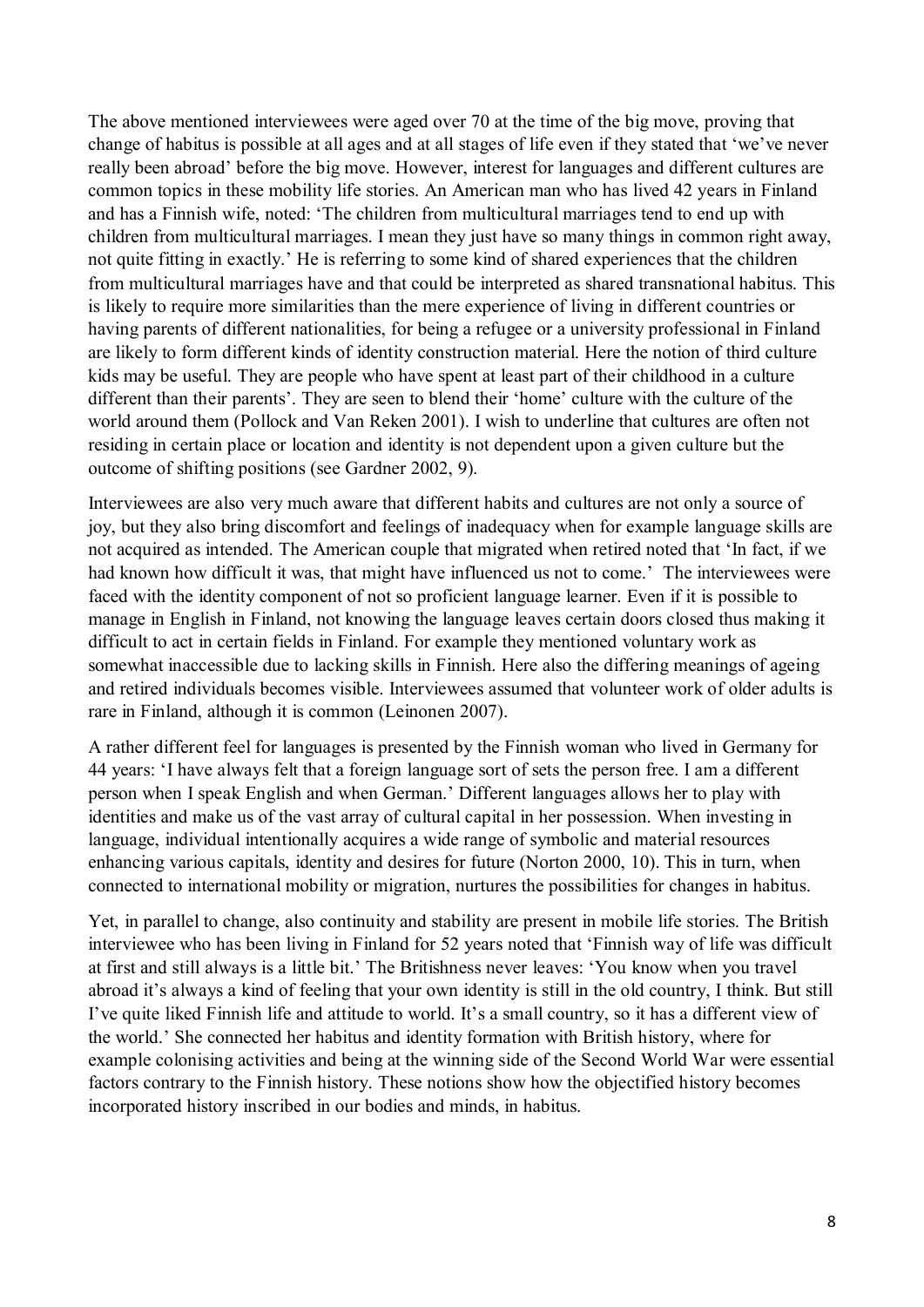The above mentioned interviewees were aged over 70 at the time of the big move, proving that change of habitus is possible at all ages and at all stages of life even if they stated that 'we've never really been abroad' before the big move. However, interest for languages and different cultures are common topics in these mobility life stories. An American man who has lived 42 years in Finland and has a Finnish wife, noted: 'The children from multicultural marriages tend to end up with children from multicultural marriages. I mean they just have so many things in common right away, not quite fitting in exactly.' He is referring to some kind of shared experiences that the children from multicultural marriages have and that could be interpreted as shared transnational habitus. This is likely to require more similarities than the mere experience of living in different countries or having parents of different nationalities, for being a refugee or a university professional in Finland are likely to form different kinds of identity construction material. Here the notion of third culture kids may be useful. They are people who have spent at least part of their childhood in a culture different than their parents'. They are seen to blend their 'home' culture with the culture of the world around them (Pollock and Van Reken 2001). I wish to underline that cultures are often not residing in certain place or location and identity is not dependent upon a given culture but the outcome of shifting positions (see Gardner 2002, 9).

Interviewees are also very much aware that different habits and cultures are not only a source of joy, but they also bring discomfort and feelings of inadequacy when for example language skills are not acquired as intended. The American couple that migrated when retired noted that 'In fact, if we had known how difficult it was, that might have influenced us not to come.' The interviewees were faced with the identity component of not so proficient language learner. Even if it is possible to manage in English in Finland, not knowing the language leaves certain doors closed thus making it difficult to act in certain fields in Finland. For example they mentioned voluntary work as somewhat inaccessible due to lacking skills in Finnish. Here also the differing meanings of ageing and retired individuals becomes visible. Interviewees assumed that volunteer work of older adults is rare in Finland, although it is common (Leinonen 2007).

A rather different feel for languages is presented by the Finnish woman who lived in Germany for 44 years: 'I have always felt that a foreign language sort of sets the person free. I am a different person when I speak English and when German.' Different languages allows her to play with identities and make us of the vast array of cultural capital in her possession. When investing in language, individual intentionally acquires a wide range of symbolic and material resources enhancing various capitals, identity and desires for future (Norton 2000, 10). This in turn, when connected to international mobility or migration, nurtures the possibilities for changes in habitus.

Yet, in parallel to change, also continuity and stability are present in mobile life stories. The British interviewee who has been living in Finland for 52 years noted that 'Finnish way of life was difficult at first and still always is a little bit.' The Britishness never leaves: 'You know when you travel abroad it's always a kind of feeling that your own identity is still in the old country, I think. But still I've quite liked Finnish life and attitude to world. It's a small country, so it has a different view of the world.' She connected her habitus and identity formation with British history, where for example colonising activities and being at the winning side of the Second World War were essential factors contrary to the Finnish history. These notions show how the objectified history becomes incorporated history inscribed in our bodies and minds, in habitus.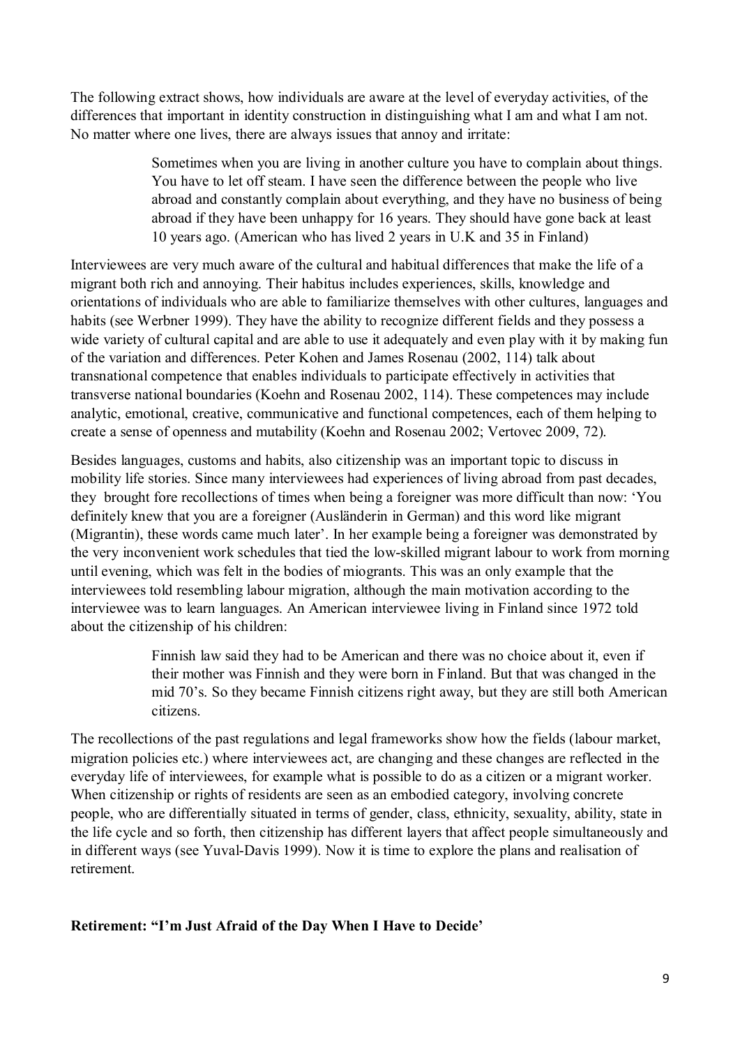The following extract shows, how individuals are aware at the level of everyday activities, of the differences that important in identity construction in distinguishing what I am and what I am not. No matter where one lives, there are always issues that annoy and irritate:

> Sometimes when you are living in another culture you have to complain about things. You have to let off steam. I have seen the difference between the people who live abroad and constantly complain about everything, and they have no business of being abroad if they have been unhappy for 16 years. They should have gone back at least 10 years ago. (American who has lived 2 years in U.K and 35 in Finland)

Interviewees are very much aware of the cultural and habitual differences that make the life of a migrant both rich and annoying. Their habitus includes experiences, skills, knowledge and orientations of individuals who are able to familiarize themselves with other cultures, languages and habits (see Werbner 1999). They have the ability to recognize different fields and they possess a wide variety of cultural capital and are able to use it adequately and even play with it by making fun of the variation and differences. Peter Kohen and James Rosenau (2002, 114) talk about transnational competence that enables individuals to participate effectively in activities that transverse national boundaries (Koehn and Rosenau 2002, 114). These competences may include analytic, emotional, creative, communicative and functional competences, each of them helping to create a sense of openness and mutability (Koehn and Rosenau 2002; Vertovec 2009, 72).

Besides languages, customs and habits, also citizenship was an important topic to discuss in mobility life stories. Since many interviewees had experiences of living abroad from past decades, they brought fore recollections of times when being a foreigner was more difficult than now: 'You definitely knew that you are a foreigner (Ausländerin in German) and this word like migrant (Migrantin), these words came much later'. In her example being a foreigner was demonstrated by the very inconvenient work schedules that tied the low-skilled migrant labour to work from morning until evening, which was felt in the bodies of miogrants. This was an only example that the interviewees told resembling labour migration, although the main motivation according to the interviewee was to learn languages. An American interviewee living in Finland since 1972 told about the citizenship of his children:

> Finnish law said they had to be American and there was no choice about it, even if their mother was Finnish and they were born in Finland. But that was changed in the mid 70's. So they became Finnish citizens right away, but they are still both American citizens.

The recollections of the past regulations and legal frameworks show how the fields (labour market, migration policies etc.) where interviewees act, are changing and these changes are reflected in the everyday life of interviewees, for example what is possible to do as a citizen or a migrant worker. When citizenship or rights of residents are seen as an embodied category, involving concrete people, who are differentially situated in terms of gender, class, ethnicity, sexuality, ability, state in the life cycle and so forth, then citizenship has different layers that affect people simultaneously and in different ways (see Yuval-Davis 1999). Now it is time to explore the plans and realisation of retirement.

**Retirement: "I'm Just Afraid of the Day When I Have to Decide'**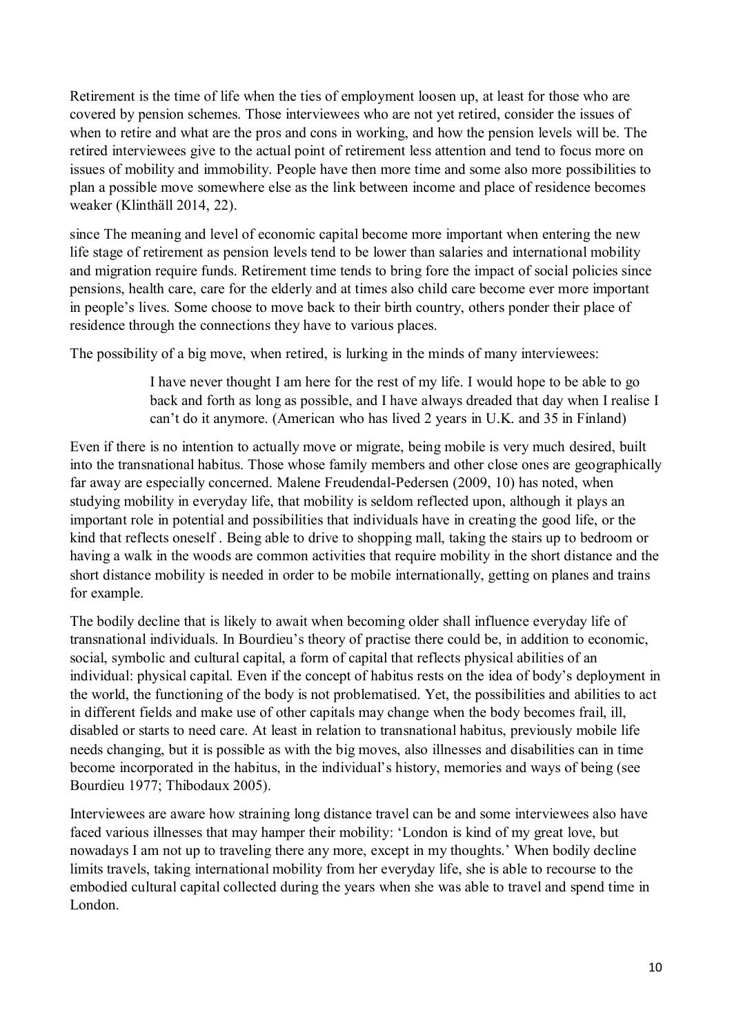Retirement is the time of life when the ties of employment loosen up, at least for those who are covered by pension schemes. Those interviewees who are not yet retired, consider the issues of when to retire and what are the pros and cons in working, and how the pension levels will be. The retired interviewees give to the actual point of retirement less attention and tend to focus more on issues of mobility and immobility. People have then more time and some also more possibilities to plan a possible move somewhere else as the link between income and place of residence becomes weaker (Klinthäll 2014, 22).

since The meaning and level of economic capital become more important when entering the new life stage of retirement as pension levels tend to be lower than salaries and international mobility and migration require funds. Retirement time tends to bring fore the impact of social policies since pensions, health care, care for the elderly and at times also child care become ever more important in people's lives. Some choose to move back to their birth country, others ponder their place of residence through the connections they have to various places.

The possibility of a big move, when retired, is lurking in the minds of many interviewees:

> I have never thought I am here for the rest of my life. I would hope to be able to go back and forth as long as possible, and I have always dreaded that day when I realise I can't do it anymore. (American who has lived 2 years in U.K. and 35 in Finland)

Even if there is no intention to actually move or migrate, being mobile is very much desired, built into the transnational habitus. Those whose family members and other close ones are geographically far away are especially concerned. Malene Freudendal-Pedersen (2009, 10) has noted, when studying mobility in everyday life, that mobility is seldom reflected upon, although it plays an important role in potential and possibilities that individuals have in creating the good life, or the kind that reflects oneself . Being able to drive to shopping mall, taking the stairs up to bedroom or having a walk in the woods are common activities that require mobility in the short distance and the short distance mobility is needed in order to be mobile internationally, getting on planes and trains for example.

The bodily decline that is likely to await when becoming older shall influence everyday life of transnational individuals. In Bourdieu's theory of practise there could be, in addition to economic, social, symbolic and cultural capital, a form of capital that reflects physical abilities of an individual: physical capital. Even if the concept of habitus rests on the idea of body's deployment in the world, the functioning of the body is not problematised. Yet, the possibilities and abilities to act in different fields and make use of other capitals may change when the body becomes frail, ill, disabled or starts to need care. At least in relation to transnational habitus, previously mobile life needs changing, but it is possible as with the big moves, also illnesses and disabilities can in time become incorporated in the habitus, in the individual's history, memories and ways of being (see Bourdieu 1977; Thibodaux 2005).

Interviewees are aware how straining long distance travel can be and some interviewees also have faced various illnesses that may hamper their mobility: 'London is kind of my great love, but nowadays I am not up to traveling there any more, except in my thoughts.' When bodily decline limits travels, taking international mobility from her everyday life, she is able to recourse to the embodied cultural capital collected during the years when she was able to travel and spend time in London.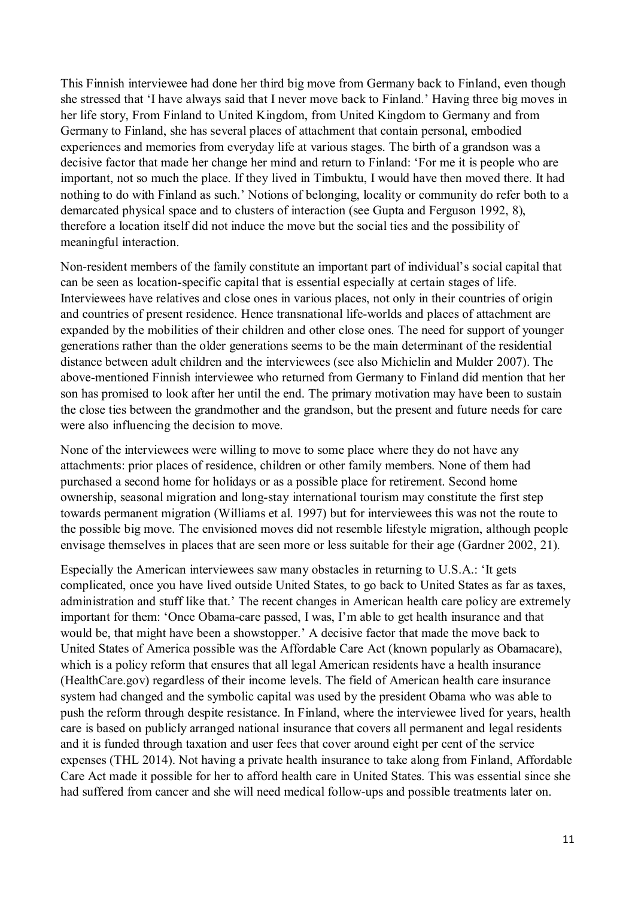This Finnish interviewee had done her third big move from Germany back to Finland, even though she stressed that 'I have always said that I never move back to Finland.' Having three big moves in her life story, From Finland to United Kingdom, from United Kingdom to Germany and from Germany to Finland, she has several places of attachment that contain personal, embodied experiences and memories from everyday life at various stages. The birth of a grandson was a decisive factor that made her change her mind and return to Finland: 'For me it is people who are important, not so much the place. If they lived in Timbuktu, I would have then moved there. It had nothing to do with Finland as such.' Notions of belonging, locality or community do refer both to a demarcated physical space and to clusters of interaction (see Gupta and Ferguson 1992, 8), therefore a location itself did not induce the move but the social ties and the possibility of meaningful interaction.

Non-resident members of the family constitute an important part of individual's social capital that can be seen as location-specific capital that is essential especially at certain stages of life. Interviewees have relatives and close ones in various places, not only in their countries of origin and countries of present residence. Hence transnational life-worlds and places of attachment are expanded by the mobilities of their children and other close ones. The need for support of younger generations rather than the older generations seems to be the main determinant of the residential distance between adult children and the interviewees (see also Michielin and Mulder 2007). The above-mentioned Finnish interviewee who returned from Germany to Finland did mention that her son has promised to look after her until the end. The primary motivation may have been to sustain the close ties between the grandmother and the grandson, but the present and future needs for care were also influencing the decision to move.

None of the interviewees were willing to move to some place where they do not have any attachments: prior places of residence, children or other family members. None of them had purchased a second home for holidays or as a possible place for retirement. Second home ownership, seasonal migration and long-stay international tourism may constitute the first step towards permanent migration (Williams et al. 1997) but for interviewees this was not the route to the possible big move. The envisioned moves did not resemble lifestyle migration, although people envisage themselves in places that are seen more or less suitable for their age (Gardner 2002, 21).

Especially the American interviewees saw many obstacles in returning to U.S.A.: 'It gets complicated, once you have lived outside United States, to go back to United States as far as taxes, administration and stuff like that.' The recent changes in American health care policy are extremely important for them: 'Once Obama-care passed, I was, I'm able to get health insurance and that would be, that might have been a showstopper.' A decisive factor that made the move back to United States of America possible was the Affordable Care Act (known popularly as Obamacare), which is a policy reform that ensures that all legal American residents have a health insurance (HealthCare.gov) regardless of their income levels. The field of American health care insurance system had changed and the symbolic capital was used by the president Obama who was able to push the reform through despite resistance. In Finland, where the interviewee lived for years, health care is based on publicly arranged national insurance that covers all permanent and legal residents and it is funded through taxation and user fees that cover around eight per cent of the service expenses (THL 2014). Not having a private health insurance to take along from Finland, Affordable Care Act made it possible for her to afford health care in United States. This was essential since she had suffered from cancer and she will need medical follow-ups and possible treatments later on.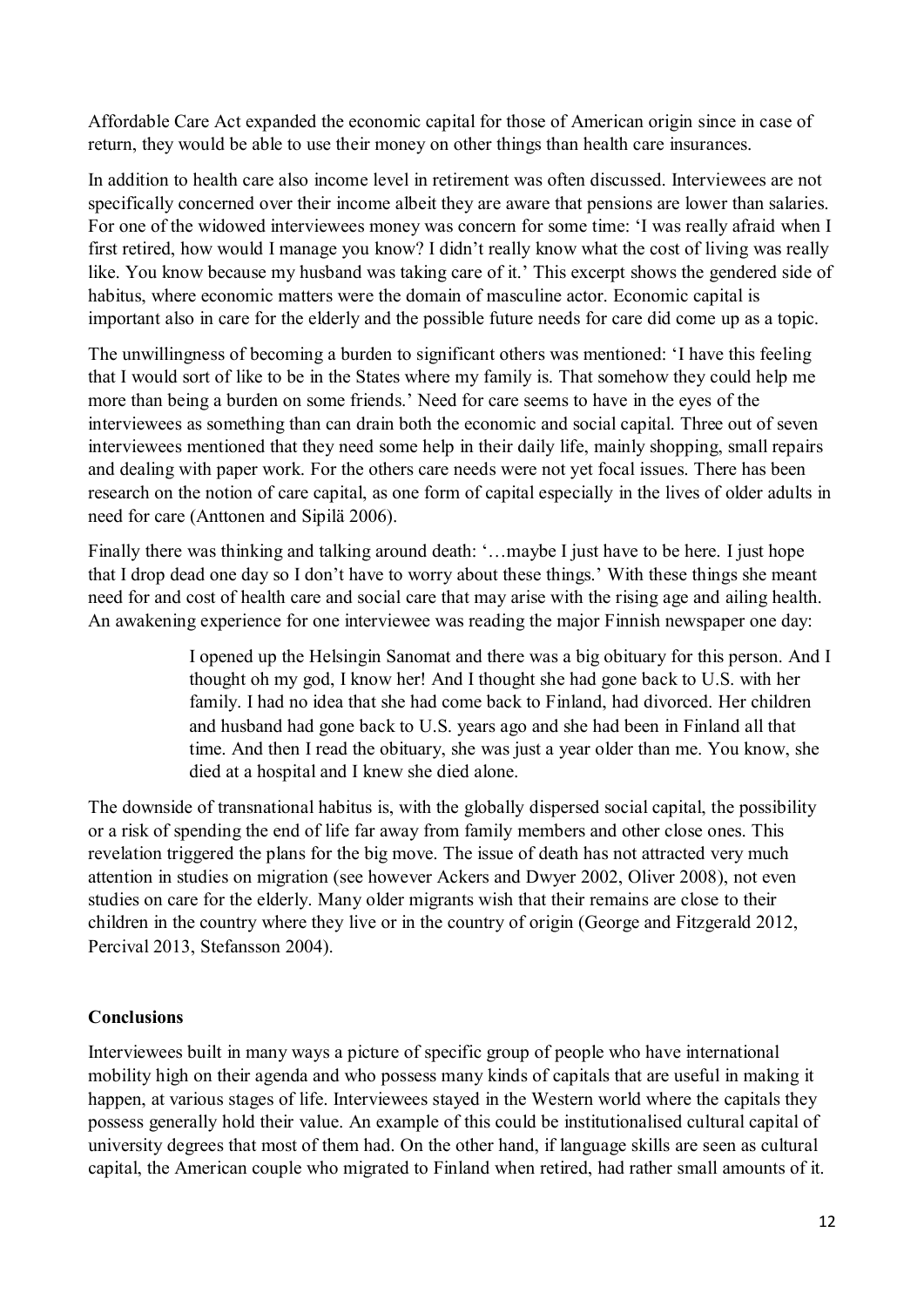Affordable Care Act expanded the economic capital for those of American origin since in case of return, they would be able to use their money on other things than health care insurances.

In addition to health care also income level in retirement was often discussed. Interviewees are not specifically concerned over their income albeit they are aware that pensions are lower than salaries. For one of the widowed interviewees money was concern for some time: 'I was really afraid when I first retired, how would I manage you know? I didn't really know what the cost of living was really like. You know because my husband was taking care of it.' This excerpt shows the gendered side of habitus, where economic matters were the domain of masculine actor. Economic capital is important also in care for the elderly and the possible future needs for care did come up as a topic.

The unwillingness of becoming a burden to significant others was mentioned: 'I have this feeling that I would sort of like to be in the States where my family is. That somehow they could help me more than being a burden on some friends.' Need for care seems to have in the eyes of the interviewees as something than can drain both the economic and social capital. Three out of seven interviewees mentioned that they need some help in their daily life, mainly shopping, small repairs and dealing with paper work. For the others care needs were not yet focal issues. There has been research on the notion of care capital, as one form of capital especially in the lives of older adults in need for care (Anttonen and Sipilä 2006).

Finally there was thinking and talking around death: '…maybe I just have to be here. I just hope that I drop dead one day so I don't have to worry about these things.' With these things she meant need for and cost of health care and social care that may arise with the rising age and ailing health. An awakening experience for one interviewee was reading the major Finnish newspaper one day:

> I opened up the Helsingin Sanomat and there was a big obituary for this person. And I thought oh my god, I know her! And I thought she had gone back to U.S. with her family. I had no idea that she had come back to Finland, had divorced. Her children and husband had gone back to U.S. years ago and she had been in Finland all that time. And then I read the obituary, she was just a year older than me. You know, she died at a hospital and I knew she died alone.

The downside of transnational habitus is, with the globally dispersed social capital, the possibility or a risk of spending the end of life far away from family members and other close ones. This revelation triggered the plans for the big move. The issue of death has not attracted very much attention in studies on migration (see however Ackers and Dwyer 2002, Oliver 2008), not even studies on care for the elderly. Many older migrants wish that their remains are close to their children in the country where they live or in the country of origin (George and Fitzgerald 2012, Percival 2013, Stefansson 2004).

**Conclusions**

Interviewees built in many ways a picture of specific group of people who have international mobility high on their agenda and who possess many kinds of capitals that are useful in making it happen, at various stages of life. Interviewees stayed in the Western world where the capitals they possess generally hold their value. An example of this could be institutionalised cultural capital of university degrees that most of them had. On the other hand, if language skills are seen as cultural capital, the American couple who migrated to Finland when retired, had rather small amounts of it.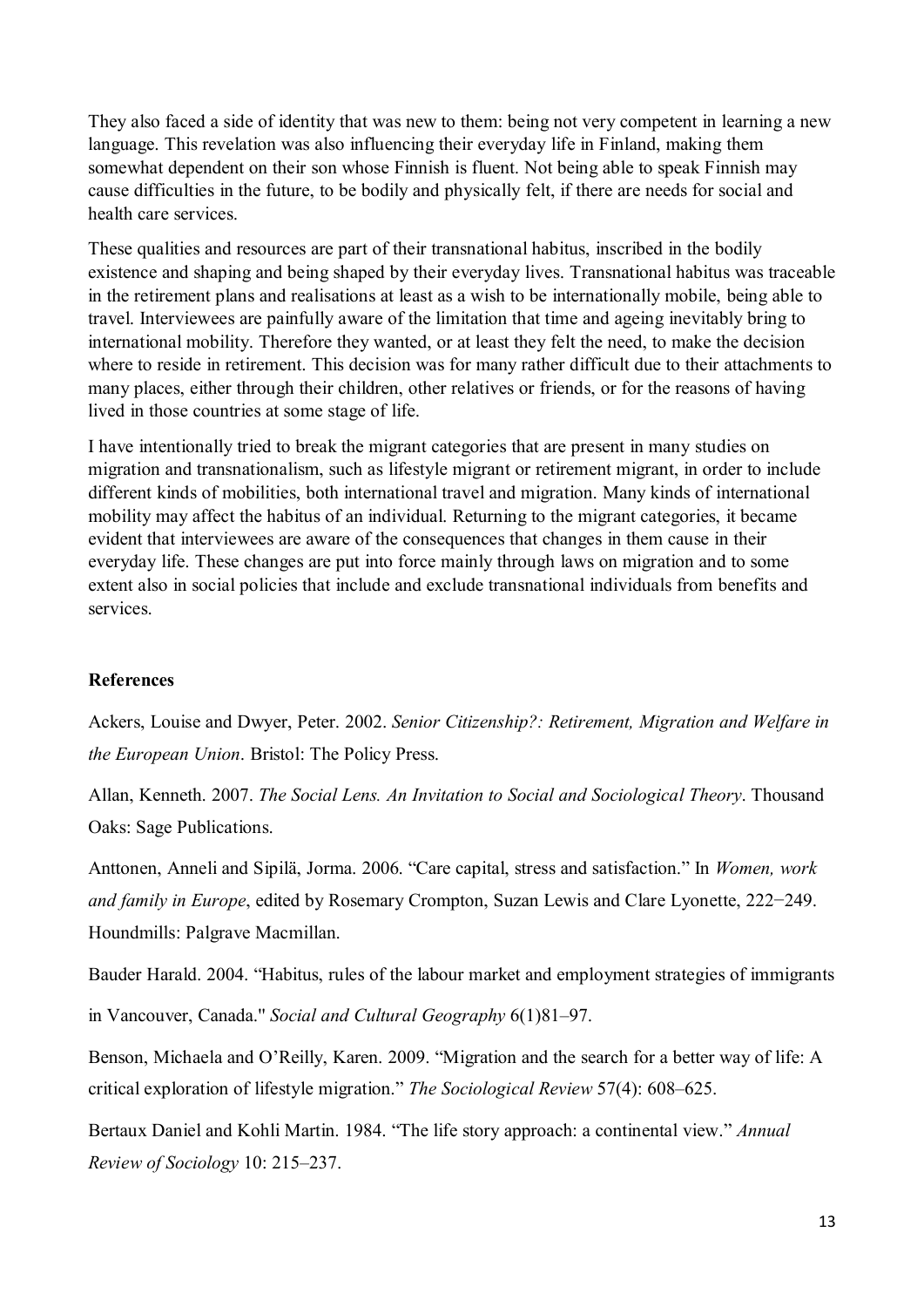They also faced a side of identity that was new to them: being not very competent in learning a new language. This revelation was also influencing their everyday life in Finland, making them somewhat dependent on their son whose Finnish is fluent. Not being able to speak Finnish may cause difficulties in the future, to be bodily and physically felt, if there are needs for social and health care services.

These qualities and resources are part of their transnational habitus, inscribed in the bodily existence and shaping and being shaped by their everyday lives. Transnational habitus was traceable in the retirement plans and realisations at least as a wish to be internationally mobile, being able to travel. Interviewees are painfully aware of the limitation that time and ageing inevitably bring to international mobility. Therefore they wanted, or at least they felt the need, to make the decision where to reside in retirement. This decision was for many rather difficult due to their attachments to many places, either through their children, other relatives or friends, or for the reasons of having lived in those countries at some stage of life.

I have intentionally tried to break the migrant categories that are present in many studies on migration and transnationalism, such as lifestyle migrant or retirement migrant, in order to include different kinds of mobilities, both international travel and migration. Many kinds of international mobility may affect the habitus of an individual. Returning to the migrant categories, it became evident that interviewees are aware of the consequences that changes in them cause in their everyday life. These changes are put into force mainly through laws on migration and to some extent also in social policies that include and exclude transnational individuals from benefits and services.

**References**

Ackers, Louise and Dwyer, Peter. 2002. *Senior Citizenship?: Retirement, Migration and Welfare in the European Union*. Bristol: The Policy Press.

Allan, Kenneth. 2007. *The Social Lens. An Invitation to Social and Sociological Theory*. Thousand Oaks: Sage Publications.

Anttonen, Anneli and Sipilä, Jorma. 2006. "Care capital, stress and satisfaction." In *Women, work and family in Europe*, edited by Rosemary Crompton, Suzan Lewis and Clare Lyonette, 222−249. Houndmills: Palgrave Macmillan.

Bauder Harald. 2004. "Habitus, rules of the labour market and employment strategies of immigrants in Vancouver, Canada." *Social and Cultural Geography* 6(1)81–97.

Benson, Michaela and O'Reilly, Karen. 2009. "Migration and the search for a better way of life: A critical exploration of lifestyle migration." *The Sociological Review* 57(4): 608–625.

Bertaux Daniel and Kohli Martin. 1984. "The life story approach: a continental view." *Annual Review of Sociology* 10: 215–237.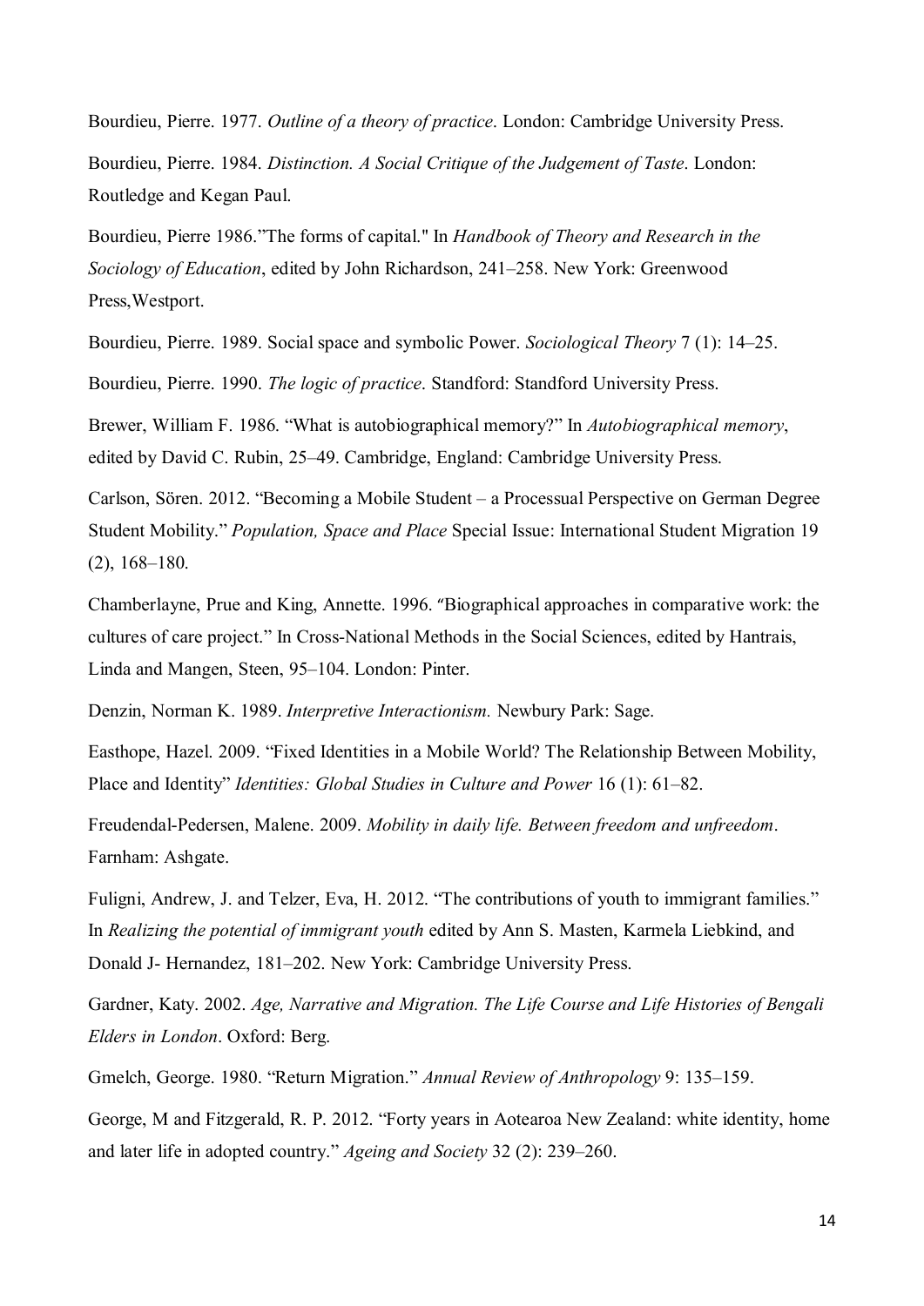Bourdieu, Pierre. 1977. *Outline of a theory of practice*. London: Cambridge University Press.

Bourdieu, Pierre. 1984. *Distinction. A Social Critique of the Judgement of Taste*. London: Routledge and Kegan Paul.

Bourdieu, Pierre 1986."The forms of capital." In *Handbook of Theory and Research in the Sociology of Education*, edited by John Richardson, 241–258. New York: Greenwood Press,Westport.

Bourdieu, Pierre. 1989. Social space and symbolic Power. *Sociological Theory* 7 (1): 14–25.

Bourdieu, Pierre. 1990. *The logic of practice*. Standford: Standford University Press.

Brewer, William F. 1986. "What is autobiographical memory?" In *Autobiographical memory*, edited by David C. Rubin, 25–49. Cambridge, England: Cambridge University Press.

Carlson, Sören. 2012. "Becoming a Mobile Student – a Processual Perspective on German Degree Student Mobility." *Population, Space and Place* Special Issue: International Student Migration 19 (2), 168–180.

Chamberlayne, Prue and King, Annette. 1996. "Biographical approaches in comparative work: the cultures of care project." In Cross-National Methods in the Social Sciences, edited by Hantrais, Linda and Mangen, Steen, 95–104. London: Pinter.

Denzin, Norman K. 1989. *Interpretive Interactionism.* Newbury Park: Sage.

Easthope, Hazel. 2009. "Fixed Identities in a Mobile World? The Relationship Between Mobility, Place and Identity" *Identities: Global Studies in Culture and Power* 16 (1): 61–82.

Freudendal-Pedersen, Malene. 2009. *Mobility in daily life. Between freedom and unfreedom*. Farnham: Ashgate.

Fuligni, Andrew, J. and Telzer, Eva, H. 2012. "The contributions of youth to immigrant families." In *Realizing the potential of immigrant youth* edited by Ann S. Masten, Karmela Liebkind, and Donald J- Hernandez, 181–202. New York: Cambridge University Press.

Gardner, Katy. 2002. *Age, Narrative and Migration. The Life Course and Life Histories of Bengali Elders in London*. Oxford: Berg.

Gmelch, George. 1980. "Return Migration." *Annual Review of Anthropology* 9: 135–159.

George, M and Fitzgerald, R. P. 2012. "Forty years in Aotearoa New Zealand: white identity, home and later life in adopted country." *Ageing and Society* 32 (2): 239–260.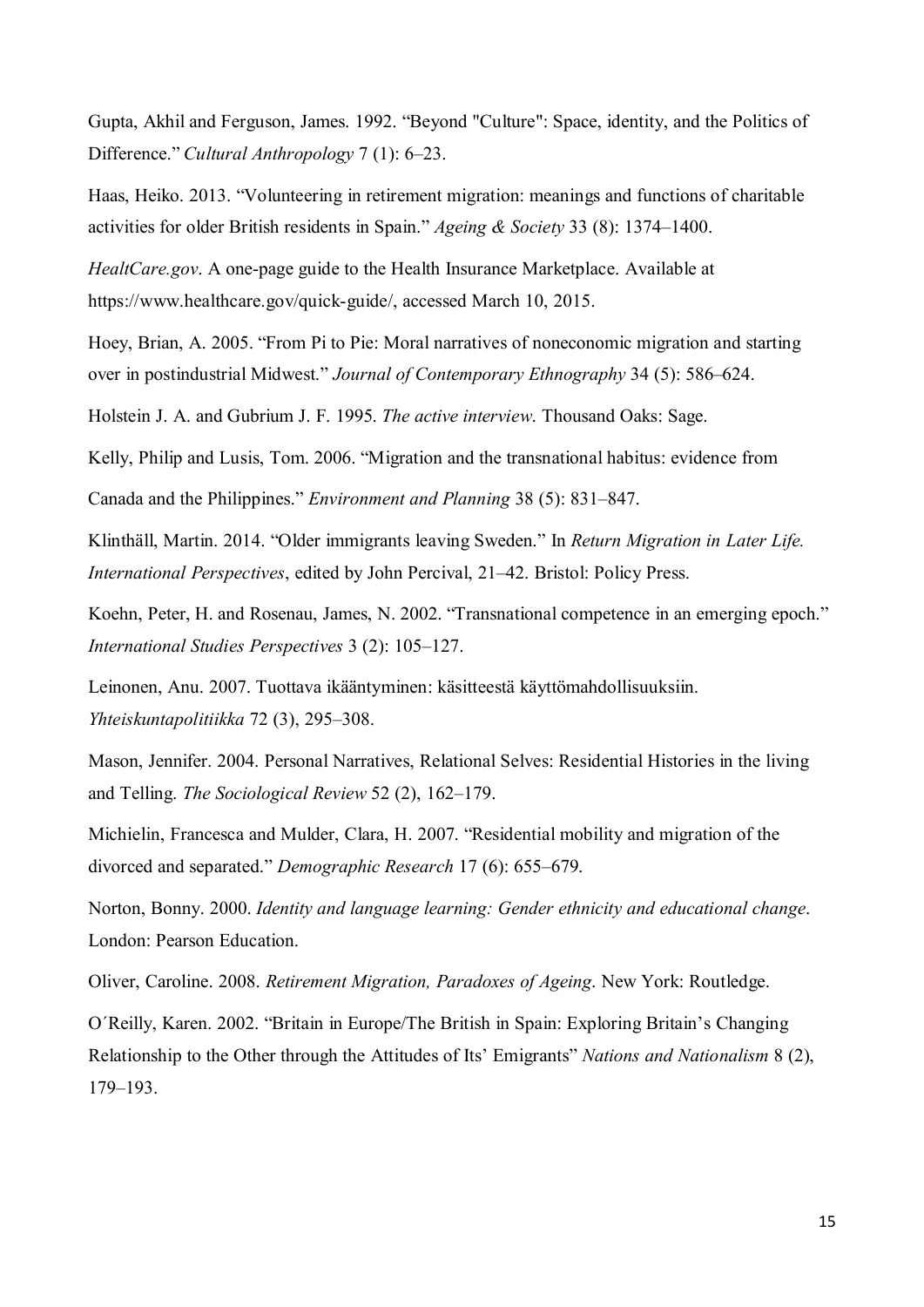Gupta, Akhil and Ferguson, James. 1992. "Beyond "Culture": Space, identity, and the Politics of Difference." *Cultural Anthropology* 7 (1): 6–23.

Haas, Heiko. 2013. "Volunteering in retirement migration: meanings and functions of charitable activities for older British residents in Spain." *Ageing & Society* 33 (8): 1374–1400.

*HealtCare.gov*. A one-page guide to the Health Insurance Marketplace. Available at https://www.healthcare.gov/quick-guide/, accessed March 10, 2015.

Hoey, Brian, A. 2005. "From Pi to Pie: Moral narratives of noneconomic migration and starting over in postindustrial Midwest." *Journal of Contemporary Ethnography* 34 (5): 586–624.

Holstein J. A. and Gubrium J. F. 1995. *The active interview*. Thousand Oaks: Sage.

Kelly, Philip and Lusis, Tom. 2006. "Migration and the transnational habitus: evidence from Canada and the Philippines." *Environment and Planning* 38 (5): 831–847.

Klinthäll, Martin. 2014. "Older immigrants leaving Sweden." In *Return Migration in Later Life. International Perspectives*, edited by John Percival, 21–42. Bristol: Policy Press.

Koehn, Peter, H. and Rosenau, James, N. 2002. "Transnational competence in an emerging epoch." *International Studies Perspectives* 3 (2): 105–127.

Leinonen, Anu. 2007. Tuottava ikääntyminen: käsitteestä käyttömahdollisuuksiin. *Yhteiskuntapolitiikka* 72 (3), 295–308.

Mason, Jennifer. 2004. Personal Narratives, Relational Selves: Residential Histories in the living and Telling. *The Sociological Review* 52 (2), 162–179.

Michielin, Francesca and Mulder, Clara, H. 2007. "Residential mobility and migration of the divorced and separated." *Demographic Research* 17 (6): 655–679.

Norton, Bonny. 2000. *Identity and language learning: Gender ethnicity and educational change*. London: Pearson Education.

Oliver, Caroline. 2008. *Retirement Migration, Paradoxes of Ageing*. New York: Routledge.

O´Reilly, Karen. 2002. "Britain in Europe/The British in Spain: Exploring Britain's Changing Relationship to the Other through the Attitudes of Its' Emigrants" *Nations and Nationalism* 8 (2), 179–193.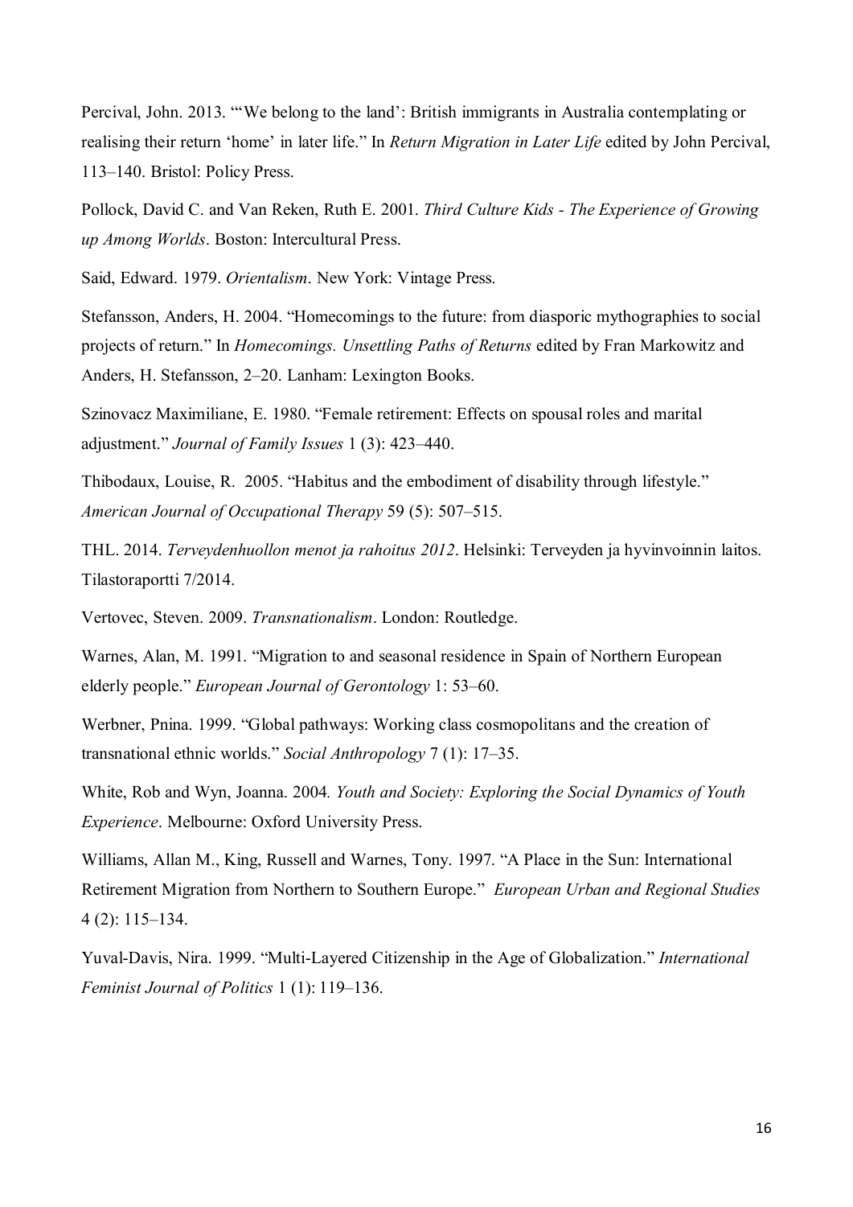Percival, John. 2013. "'We belong to the land': British immigrants in Australia contemplating or realising their return 'home' in later life." In *Return Migration in Later Life* edited by John Percival, 113–140. Bristol: Policy Press.

Pollock, David C. and Van Reken, Ruth E. 2001. *Third Culture Kids - The Experience of Growing up Among Worlds*. Boston: Intercultural Press.

Said, Edward. 1979. *Orientalism*. New York: Vintage Press.

Stefansson, Anders, H. 2004. "Homecomings to the future: from diasporic mythographies to social projects of return." In *Homecomings. Unsettling Paths of Returns* edited by Fran Markowitz and Anders, H. Stefansson, 2–20. Lanham: Lexington Books.

Szinovacz Maximiliane, E. 1980. "Female retirement: Effects on spousal roles and marital adjustment." *Journal of Family Issues* 1 (3): 423–440.

Thibodaux, Louise, R. 2005. "Habitus and the embodiment of disability through lifestyle." *American Journal of Occupational Therapy* 59 (5): 507–515.

THL. 2014. *Terveydenhuollon menot ja rahoitus 2012*. Helsinki: Terveyden ja hyvinvoinnin laitos. Tilastoraportti 7/2014.

Vertovec, Steven. 2009. *Transnationalism*. London: Routledge.

Warnes, Alan, M. 1991. "Migration to and seasonal residence in Spain of Northern European elderly people." *European Journal of Gerontology* 1: 53–60.

Werbner, Pnina. 1999. "Global pathways: Working class cosmopolitans and the creation of transnational ethnic worlds." *Social Anthropology* 7 (1): 17–35.

White, Rob and Wyn, Joanna. 2004. *Youth and Society: Exploring the Social Dynamics of Youth Experience*. Melbourne: Oxford University Press.

Williams, Allan M., King, Russell and Warnes, Tony. 1997. "A Place in the Sun: International Retirement Migration from Northern to Southern Europe." *European Urban and Regional Studies* 4 (2): 115–134.

Yuval-Davis, Nira. 1999. "Multi-Layered Citizenship in the Age of Globalization." *International Feminist Journal of Politics* 1 (1): 119–136.